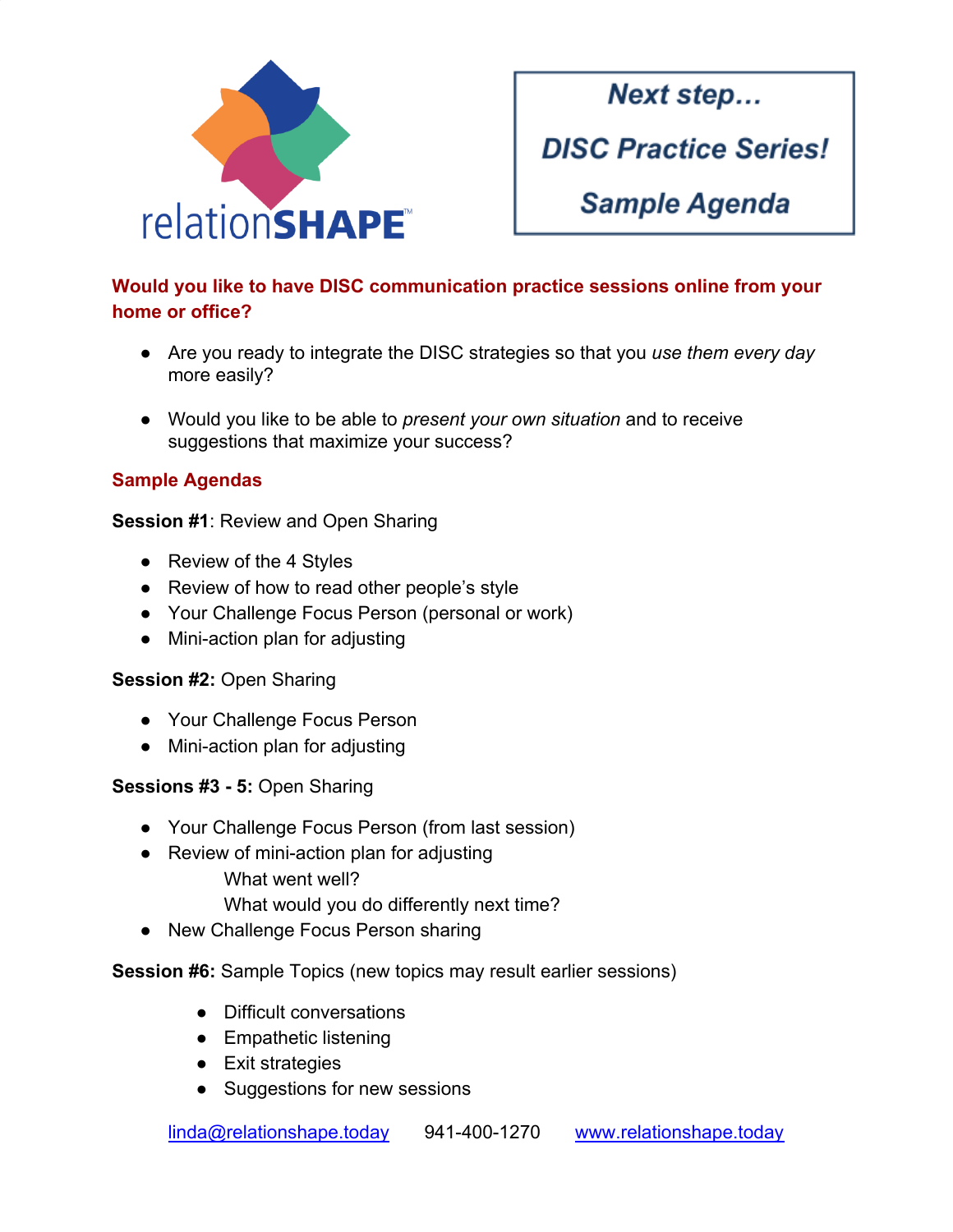relationSHAPE™

# Next step…
# DISC Practice Series!
# Sample Agenda

**Would you like to have DISC communication practice sessions online from your home or office?**

- Are you ready to integrate the DISC strategies so that you *use them every day* more easily?
- Would you like to be able to *present your own situation* and to receive suggestions that maximize your success?

## Sample Agendas

**Session #1**: Review and Open Sharing

- Review of the 4 Styles
- Review of how to read other people's style
- Your Challenge Focus Person (personal or work)
- Mini-action plan for adjusting

**Session #2:** Open Sharing

- Your Challenge Focus Person
- Mini-action plan for adjusting

**Sessions #3 - 5:** Open Sharing

- Your Challenge Focus Person (from last session)
- Review of mini-action plan for adjusting
  - What went well?
  - What would you do differently next time?
- New Challenge Focus Person sharing

**Session #6:** Sample Topics (new topics may result earlier sessions)

- Difficult conversations
- Empathetic listening
- Exit strategies
- Suggestions for new sessions

linda@relationshape.today 941-400-1270 www.relationshape.today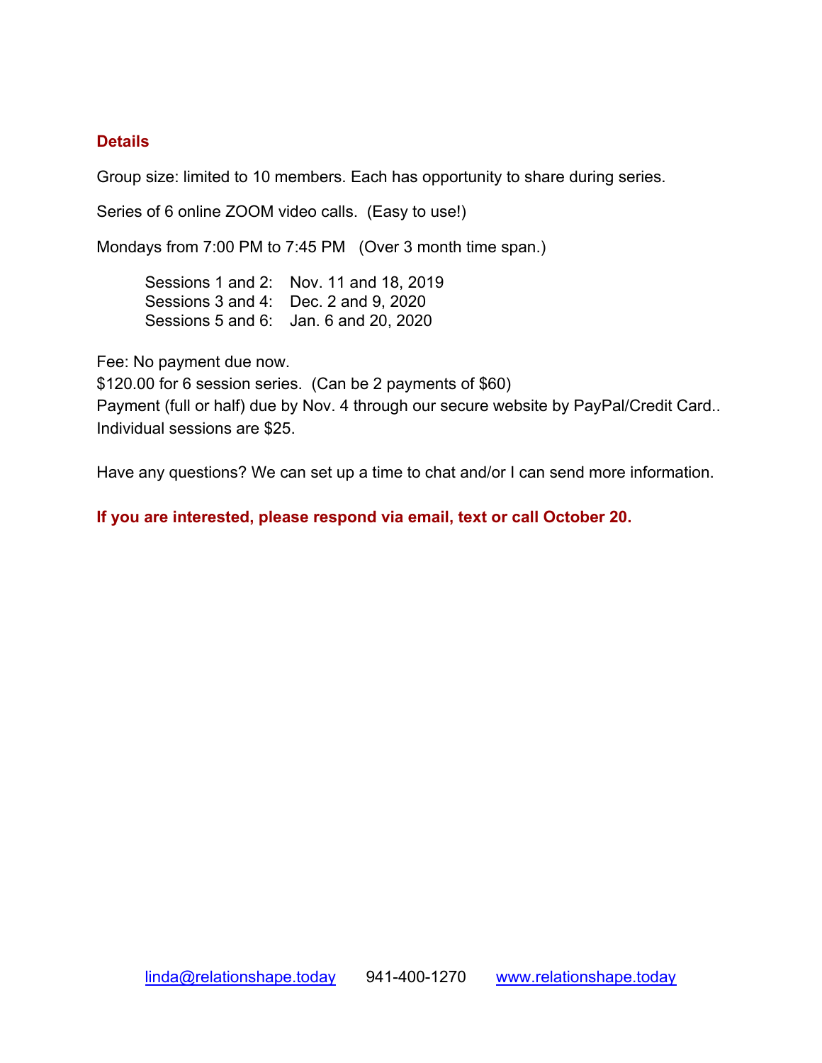## Details

Group size: limited to 10 members. Each has opportunity to share during series.

Series of 6 online ZOOM video calls.  (Easy to use!)

Mondays from 7:00 PM to 7:45 PM   (Over 3 month time span.)

Sessions 1 and 2:   Nov. 11 and 18, 2019
Sessions 3 and 4:   Dec. 2 and 9, 2020
Sessions 5 and 6:   Jan. 6 and 20, 2020

Fee: No payment due now.
$120.00 for 6 session series.  (Can be 2 payments of $60)
Payment (full or half) due by Nov. 4 through our secure website by PayPal/Credit Card..
Individual sessions are $25.

Have any questions? We can set up a time to chat and/or I can send more information.

**If you are interested, please respond via email, text or call October 20.**

linda@relationshape.today   941-400-1270   www.relationshape.today